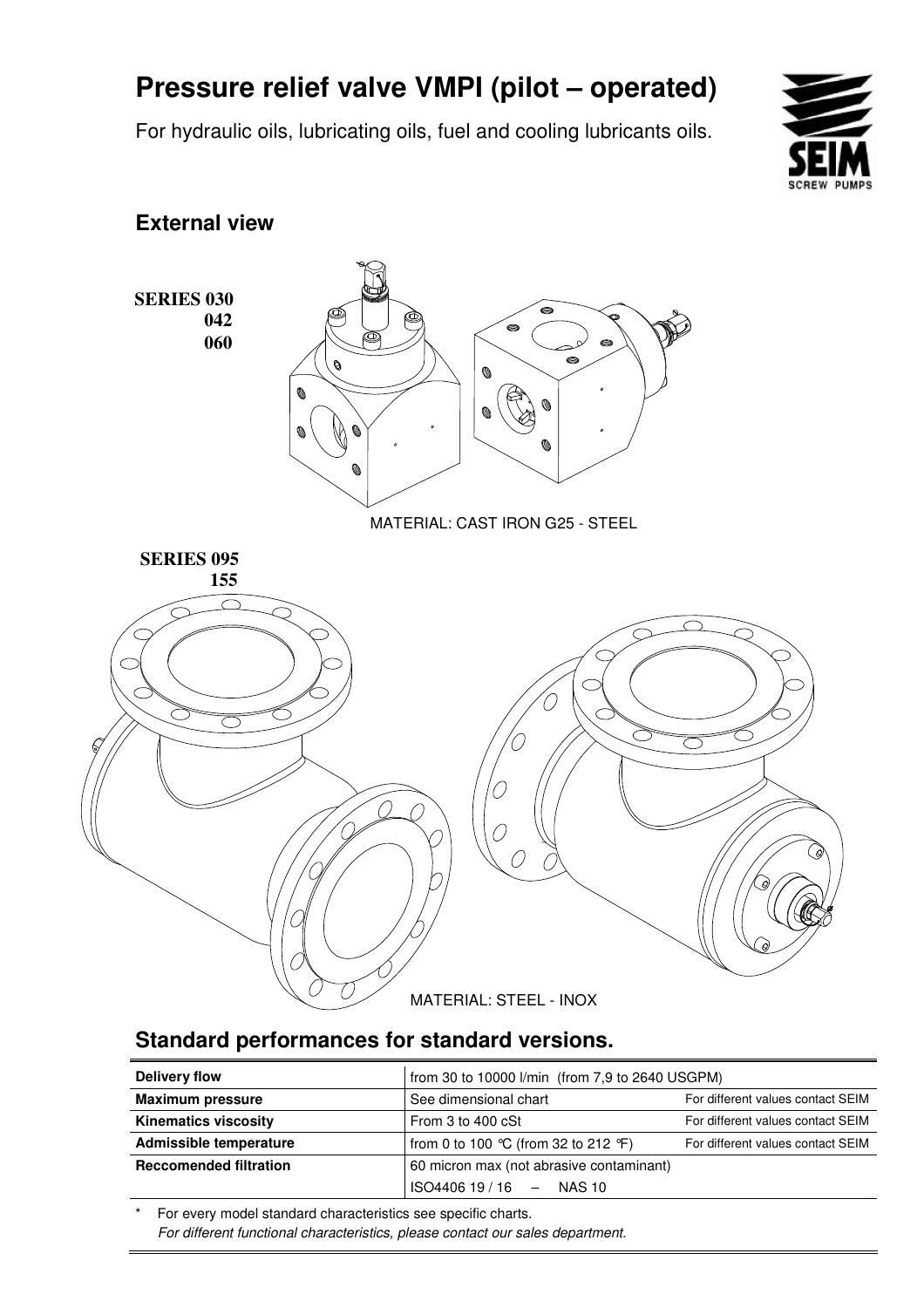# Pressure relief valve VMPI (pilot – operated)

For hydraulic oils, lubricating oils, fuel and cooling lubricants oils.

## External view

**SERIES 030**
**042**
**060**

MATERIAL: CAST IRON G25 - STEEL

**SERIES 095**
**155**

MATERIAL: STEEL - INOX

## Standard performances for standard versions.

| | | |
|---|---|---|
| **Delivery flow** | from 30 to 10000 l/min (from 7,9 to 2640 USGPM) | |
| **Maximum pressure** | See dimensional chart | For different values contact SEIM |
| **Kinematics viscosity** | From 3 to 400 cSt | For different values contact SEIM |
| **Admissible temperature** | from 0 to 100 °C (from 32 to 212 °F) | For different values contact SEIM |
| **Reccomended filtration** | 60 micron max (not abrasive contaminant) | |
| | ISO4406 19 / 16 – NAS 10 | |

\* For every model standard characteristics see specific charts.
*For different functional characteristics, please contact our sales department.*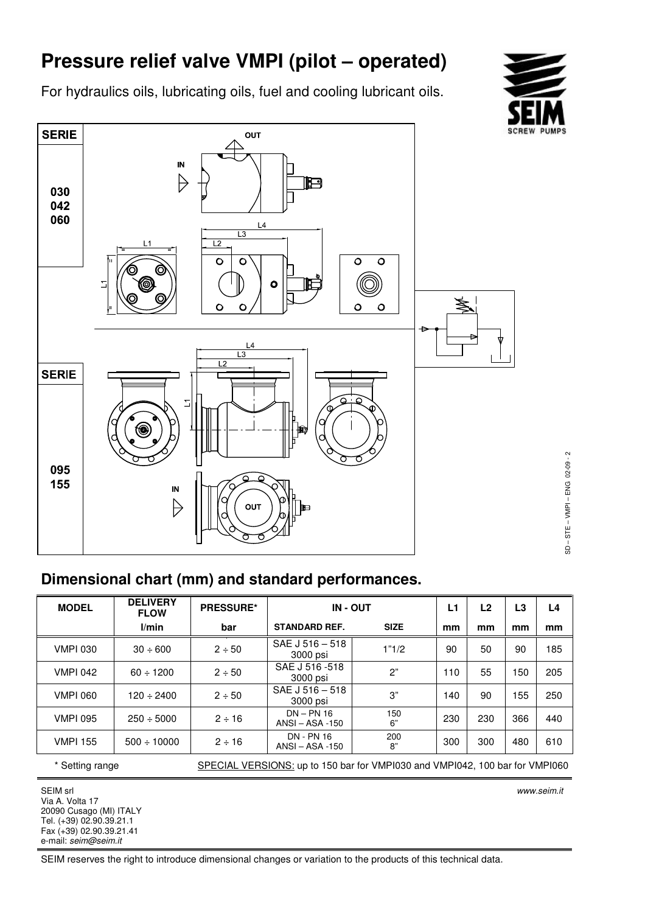# Pressure relief valve VMPI (pilot – operated)

For hydraulics oils, lubricating oils, fuel and cooling lubricant oils.

SERIE

030
042
060

SERIE

095
155

## Dimensional chart (mm) and standard performances.

| MODEL | DELIVERY FLOW | PRESSURE* | IN - OUT | | L1 | L2 | L3 | L4 |
|---|---|---|---|---|---|---|---|---|
| | l/min | bar | STANDARD REF. | SIZE | mm | mm | mm | mm |
| VMPI 030 | 30 ÷ 600 | 2 ÷ 50 | SAE J 516 – 518 3000 psi | 1"1/2 | 90 | 50 | 90 | 185 |
| VMPI 042 | 60 ÷ 1200 | 2 ÷ 50 | SAE J 516 -518 3000 psi | 2" | 110 | 55 | 150 | 205 |
| VMPI 060 | 120 ÷ 2400 | 2 ÷ 50 | SAE J 516 – 518 3000 psi | 3" | 140 | 90 | 155 | 250 |
| VMPI 095 | 250 ÷ 5000 | 2 ÷ 16 | DN – PN 16 ANSI – ASA -150 | 150 6" | 230 | 230 | 366 | 440 |
| VMPI 155 | 500 ÷ 10000 | 2 ÷ 16 | DN - PN 16 ANSI – ASA -150 | 200 8" | 300 | 300 | 480 | 610 |

\* Setting range

SPECIAL VERSIONS: up to 150 bar for VMPI030 and VMPI042, 100 bar for VMPI060

SEIM srl
Via A. Volta 17
20090 Cusago (MI) ITALY
Tel. (+39) 02.90.39.21.1
Fax (+39) 02.90.39.21.41
e-mail: *seim@seim.it*

*www.seim.it*

SEIM reserves the right to introduce dimensional changes or variation to the products of this technical data.